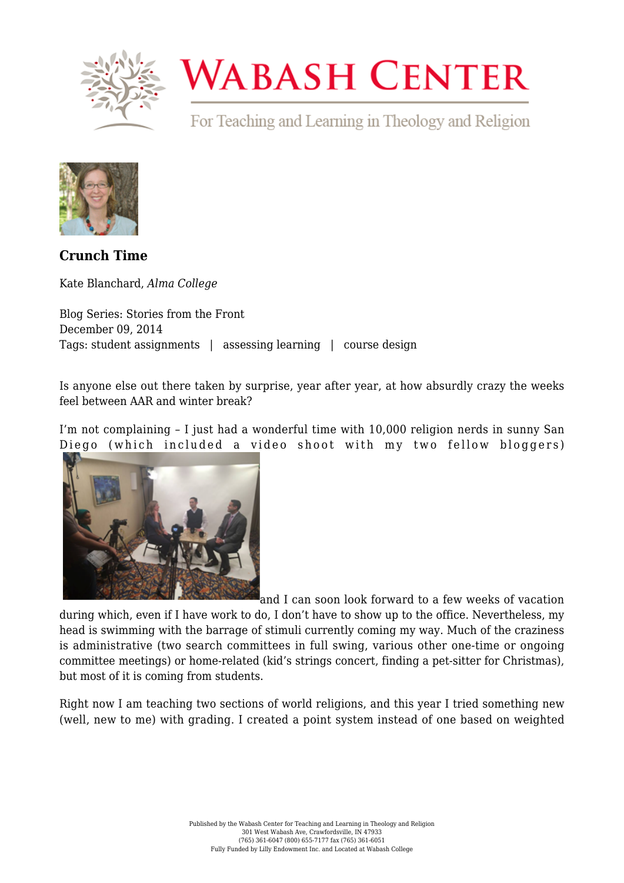# Wabash Center

For Teaching and Learning in Theology and Religion

### Crunch Time

Kate Blanchard, *Alma College*

Blog Series: Stories from the Front
December 09, 2014
Tags: student assignments | assessing learning | course design

Is anyone else out there taken by surprise, year after year, at how absurdly crazy the weeks feel between AAR and winter break?

I'm not complaining – I just had a wonderful time with 10,000 religion nerds in sunny San Diego (which included a video shoot with my two fellow bloggers) and I can soon look forward to a few weeks of vacation during which, even if I have work to do, I don't have to show up to the office. Nevertheless, my head is swimming with the barrage of stimuli currently coming my way. Much of the craziness is administrative (two search committees in full swing, various other one-time or ongoing committee meetings) or home-related (kid's strings concert, finding a pet-sitter for Christmas), but most of it is coming from students.

Right now I am teaching two sections of world religions, and this year I tried something new (well, new to me) with grading. I created a point system instead of one based on weighted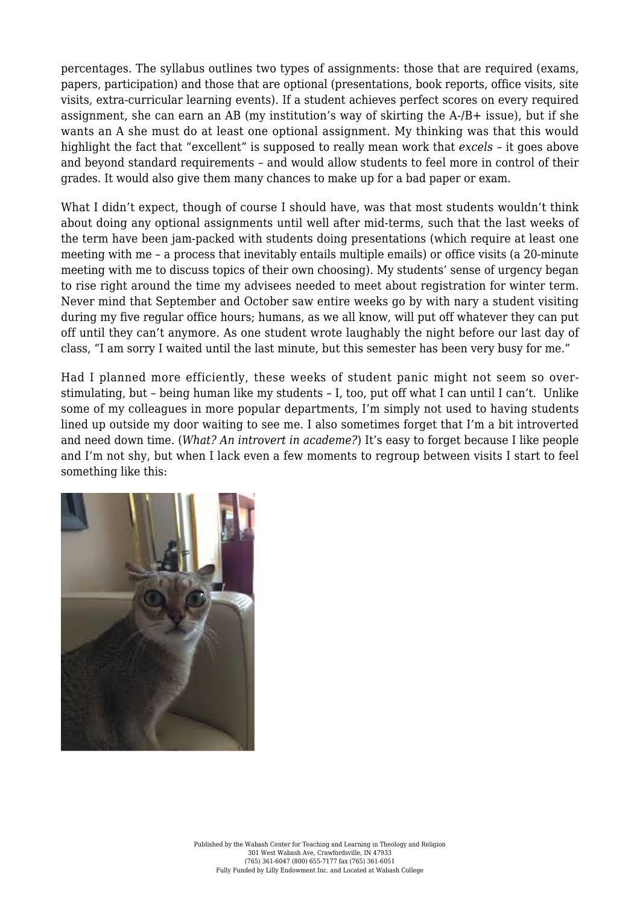percentages. The syllabus outlines two types of assignments: those that are required (exams, papers, participation) and those that are optional (presentations, book reports, office visits, site visits, extra-curricular learning events). If a student achieves perfect scores on every required assignment, she can earn an AB (my institution's way of skirting the A-/B+ issue), but if she wants an A she must do at least one optional assignment. My thinking was that this would highlight the fact that "excellent" is supposed to really mean work that *excels* – it goes above and beyond standard requirements – and would allow students to feel more in control of their grades. It would also give them many chances to make up for a bad paper or exam.

What I didn't expect, though of course I should have, was that most students wouldn't think about doing any optional assignments until well after mid-terms, such that the last weeks of the term have been jam-packed with students doing presentations (which require at least one meeting with me – a process that inevitably entails multiple emails) or office visits (a 20-minute meeting with me to discuss topics of their own choosing). My students' sense of urgency began to rise right around the time my advisees needed to meet about registration for winter term. Never mind that September and October saw entire weeks go by with nary a student visiting during my five regular office hours; humans, as we all know, will put off whatever they can put off until they can't anymore. As one student wrote laughably the night before our last day of class, "I am sorry I waited until the last minute, but this semester has been very busy for me."

Had I planned more efficiently, these weeks of student panic might not seem so over-stimulating, but – being human like my students – I, too, put off what I can until I can't. Unlike some of my colleagues in more popular departments, I'm simply not used to having students lined up outside my door waiting to see me. I also sometimes forget that I'm a bit introverted and need down time. (*What? An introvert in academe?*) It's easy to forget because I like people and I'm not shy, but when I lack even a few moments to regroup between visits I start to feel something like this: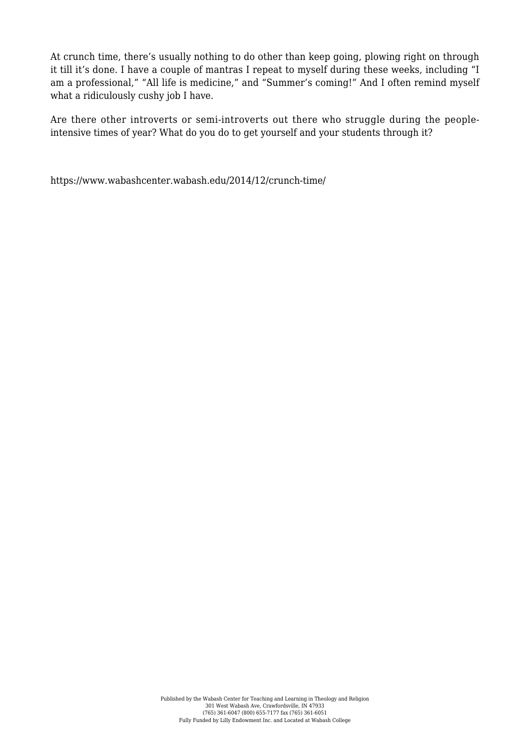At crunch time, there's usually nothing to do other than keep going, plowing right on through it till it's done. I have a couple of mantras I repeat to myself during these weeks, including "I am a professional," "All life is medicine," and "Summer's coming!" And I often remind myself what a ridiculously cushy job I have.

Are there other introverts or semi-introverts out there who struggle during the people-intensive times of year? What do you do to get yourself and your students through it?

https://www.wabashcenter.wabash.edu/2014/12/crunch-time/